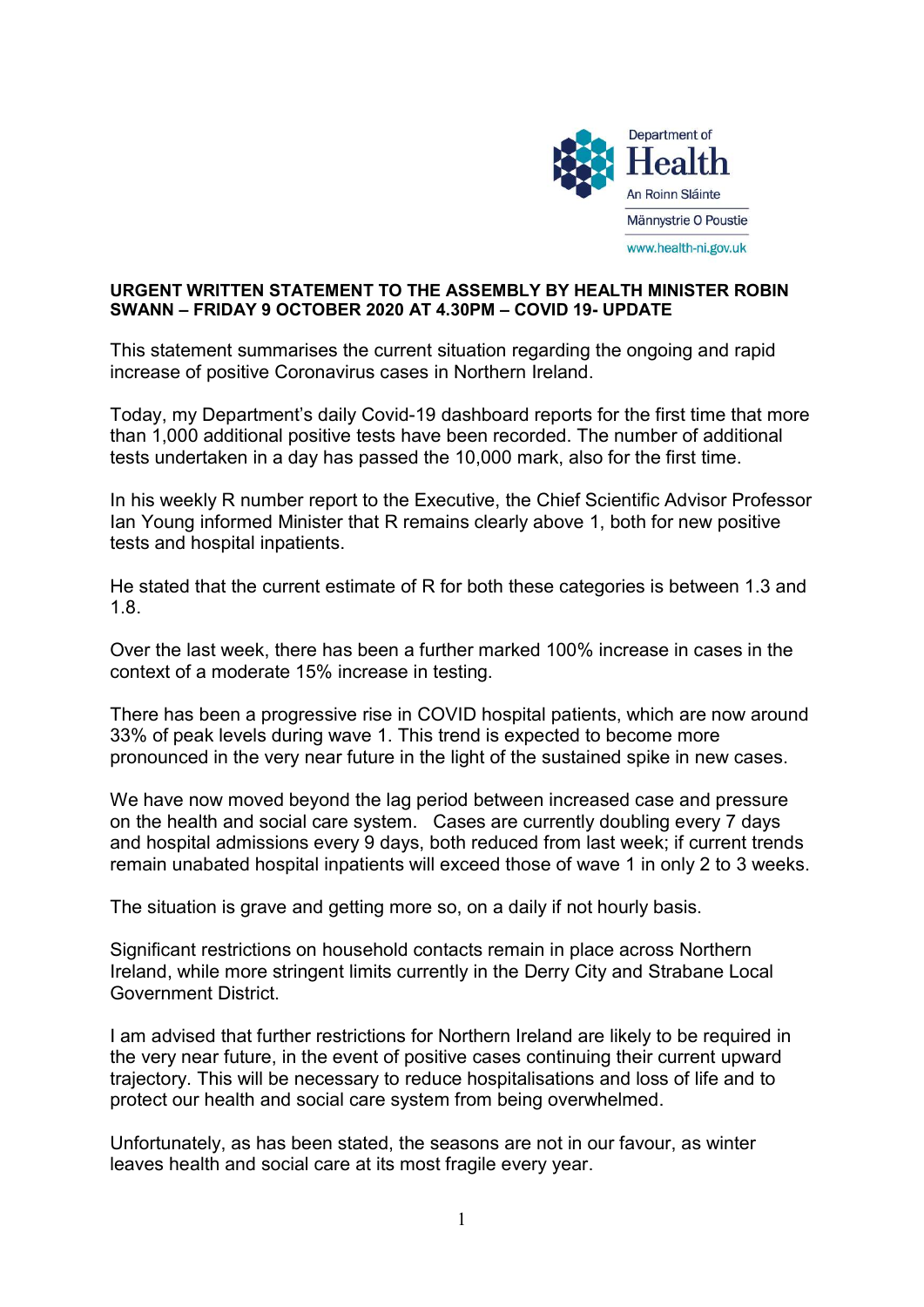**URGENT WRITTEN STATEMENT TO THE ASSEMBLY BY HEALTH MINISTER ROBIN SWANN – FRIDAY 9 OCTOBER 2020 AT 4.30PM – COVID 19- UPDATE**

This statement summarises the current situation regarding the ongoing and rapid increase of positive Coronavirus cases in Northern Ireland.

Today, my Department's daily Covid-19 dashboard reports for the first time that more than 1,000 additional positive tests have been recorded. The number of additional tests undertaken in a day has passed the 10,000 mark, also for the first time.

In his weekly R number report to the Executive, the Chief Scientific Advisor Professor Ian Young informed Minister that R remains clearly above 1, both for new positive tests and hospital inpatients.

He stated that the current estimate of R for both these categories is between 1.3 and 1.8.

Over the last week, there has been a further marked 100% increase in cases in the context of a moderate 15% increase in testing.

There has been a progressive rise in COVID hospital patients, which are now around 33% of peak levels during wave 1. This trend is expected to become more pronounced in the very near future in the light of the sustained spike in new cases.

We have now moved beyond the lag period between increased case and pressure on the health and social care system. Cases are currently doubling every 7 days and hospital admissions every 9 days, both reduced from last week; if current trends remain unabated hospital inpatients will exceed those of wave 1 in only 2 to 3 weeks.

The situation is grave and getting more so, on a daily if not hourly basis.

Significant restrictions on household contacts remain in place across Northern Ireland, while more stringent limits currently in the Derry City and Strabane Local Government District.

I am advised that further restrictions for Northern Ireland are likely to be required in the very near future, in the event of positive cases continuing their current upward trajectory. This will be necessary to reduce hospitalisations and loss of life and to protect our health and social care system from being overwhelmed.

Unfortunately, as has been stated, the seasons are not in our favour, as winter leaves health and social care at its most fragile every year.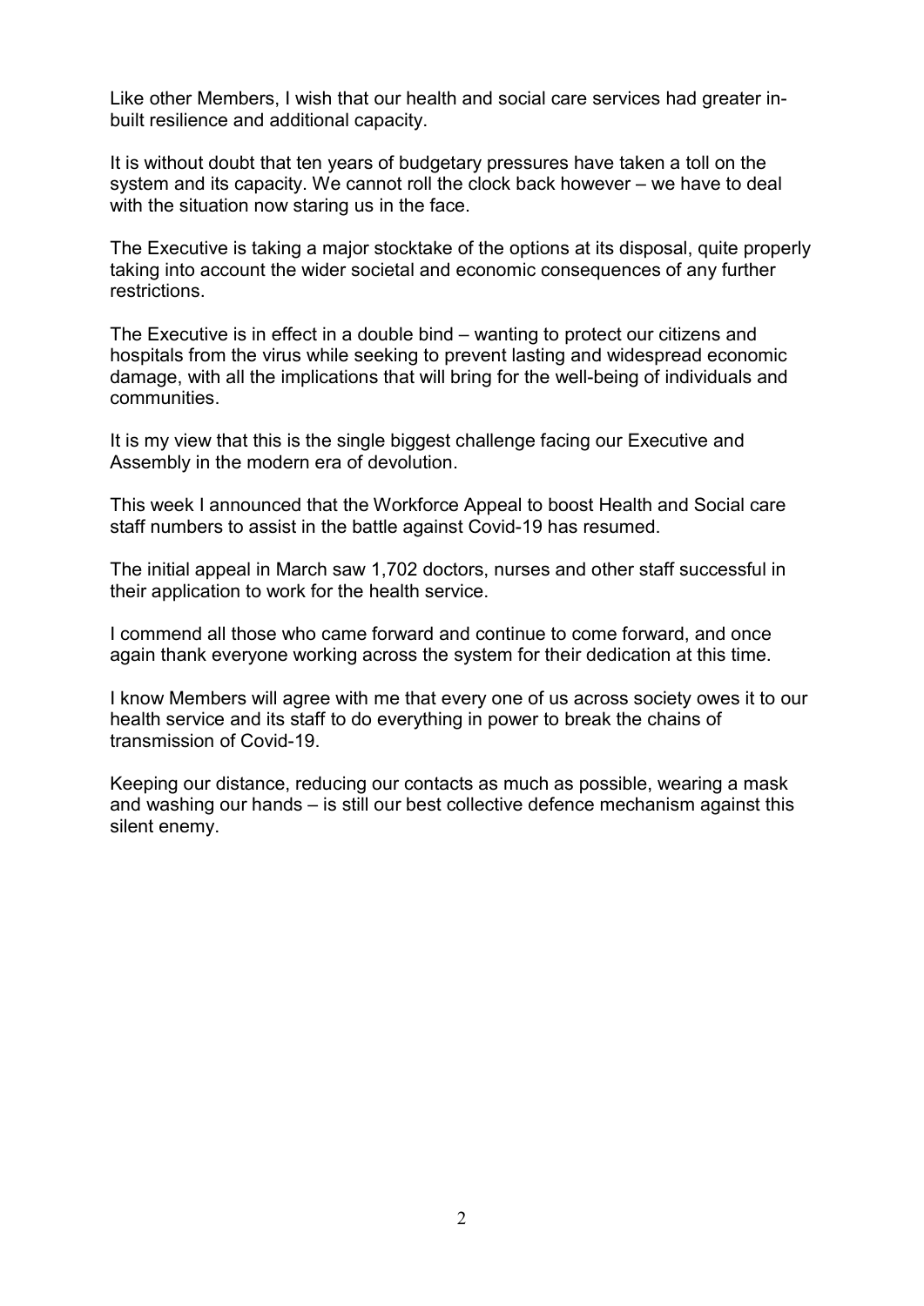Like other Members, I wish that our health and social care services had greater in-built resilience and additional capacity.

It is without doubt that ten years of budgetary pressures have taken a toll on the system and its capacity. We cannot roll the clock back however – we have to deal with the situation now staring us in the face.

The Executive is taking a major stocktake of the options at its disposal, quite properly taking into account the wider societal and economic consequences of any further restrictions.

The Executive is in effect in a double bind – wanting to protect our citizens and hospitals from the virus while seeking to prevent lasting and widespread economic damage, with all the implications that will bring for the well-being of individuals and communities.

It is my view that this is the single biggest challenge facing our Executive and Assembly in the modern era of devolution.

This week I announced that the Workforce Appeal to boost Health and Social care staff numbers to assist in the battle against Covid-19 has resumed.

The initial appeal in March saw 1,702 doctors, nurses and other staff successful in their application to work for the health service.

I commend all those who came forward and continue to come forward, and once again thank everyone working across the system for their dedication at this time.

I know Members will agree with me that every one of us across society owes it to our health service and its staff to do everything in power to break the chains of transmission of Covid-19.

Keeping our distance, reducing our contacts as much as possible, wearing a mask and washing our hands – is still our best collective defence mechanism against this silent enemy.